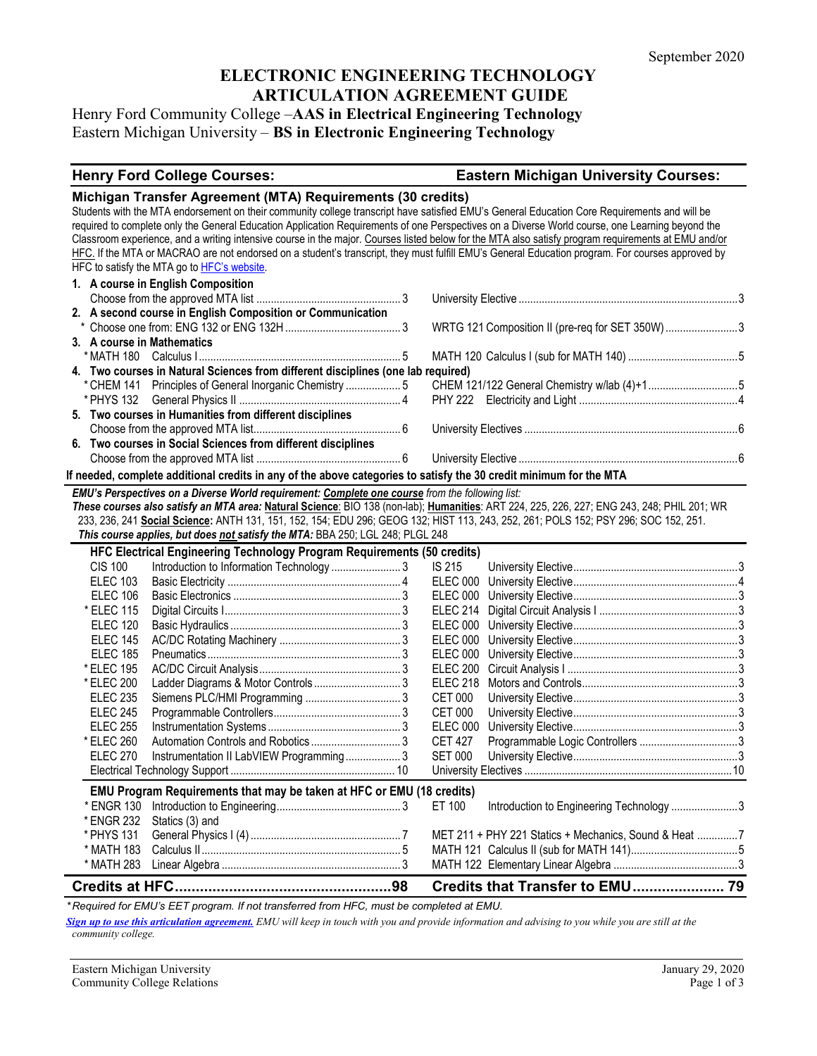September 2020

# ELECTRONIC ENGINEERING TECHNOLOGY ARTICULATION AGREEMENT GUIDE

Henry Ford Community College –**AAS in Electrical Engineering Technology**
Eastern Michigan University – **BS in Electronic Engineering Technology**

| Henry Ford College Courses: | | Eastern Michigan University Courses: | |
|---|---|---|---|

## Michigan Transfer Agreement (MTA) Requirements (30 credits)

Students with the MTA endorsement on their community college transcript have satisfied EMU's General Education Core Requirements and will be required to complete only the General Education Application Requirements of one Perspectives on a Diverse World course, one Learning beyond the Classroom experience, and a writing intensive course in the major. Courses listed below for the MTA also satisfy program requirements at EMU and/or HFC. If the MTA or MACRAO are not endorsed on a student's transcript, they must fulfill EMU's General Education program. For courses approved by HFC to satisfy the MTA go to HFC's website.

| Henry Ford College Courses | Credits | Eastern Michigan University Courses | Credits |
|---|---|---|---|
| **1. A course in English Composition** | | | |
| Choose from the approved MTA list | 3 | University Elective | 3 |
| **2. A second course in English Composition or Communication** | | | |
| * Choose one from: ENG 132 or ENG 132H | 3 | WRTG 121 Composition II (pre-req for SET 350W) | 3 |
| **3. A course in Mathematics** | | | |
| * MATH 180 Calculus I | 5 | MATH 120 Calculus I (sub for MATH 140) | 5 |
| **4. Two courses in Natural Sciences from different disciplines (one lab required)** | | | |
| * CHEM 141 Principles of General Inorganic Chemistry | 5 | CHEM 121/122 General Chemistry w/lab (4)+1 | 5 |
| * PHYS 132 General Physics II | 4 | PHY 222 Electricity and Light | 4 |
| **5. Two courses in Humanities from different disciplines** | | | |
| Choose from the approved MTA list | 6 | University Electives | 6 |
| **6. Two courses in Social Sciences from different disciplines** | | | |
| Choose from the approved MTA list | 6 | University Elective | 6 |

**If needed, complete additional credits in any of the above categories to satisfy the 30 credit minimum for the MTA**

***EMU's Perspectives on a Diverse World requirement: Complete one course** from the following list:*
***These courses also satisfy an MTA area:*** **Natural Science**: BIO 138 (non-lab); **Humanities**: ART 224, 225, 226, 227; ENG 243, 248; PHIL 201; WR 233, 236, 241 **Social Science:** ANTH 131, 151, 152, 154; EDU 296; GEOG 132; HIST 113, 243, 252, 261; POLS 152; PSY 296; SOC 152, 251.
***This course applies, but does not satisfy the MTA:*** BBA 250; LGL 248; PLGL 248

## HFC Electrical Engineering Technology Program Requirements (50 credits)

| HFC Course | Title | Credits | EMU Course | Title | Credits |
|---|---|---|---|---|---|
| CIS 100 | Introduction to Information Technology | 3 | IS 215 | University Elective | 3 |
| ELEC 103 | Basic Electricity | 4 | ELEC 000 | University Elective | 4 |
| ELEC 106 | Basic Electronics | 3 | ELEC 000 | University Elective | 3 |
| * ELEC 115 | Digital Circuits I | 3 | ELEC 214 | Digital Circuit Analysis I | 3 |
| ELEC 120 | Basic Hydraulics | 3 | ELEC 000 | University Elective | 3 |
| ELEC 145 | AC/DC Rotating Machinery | 3 | ELEC 000 | University Elective | 3 |
| ELEC 185 | Pneumatics | 3 | ELEC 000 | University Elective | 3 |
| * ELEC 195 | AC/DC Circuit Analysis | 3 | ELEC 200 | Circuit Analysis I | 3 |
| * ELEC 200 | Ladder Diagrams & Motor Controls | 3 | ELEC 218 | Motors and Controls | 3 |
| ELEC 235 | Siemens PLC/HMI Programming | 3 | CET 000 | University Elective | 3 |
| ELEC 245 | Programmable Controllers | 3 | CET 000 | University Elective | 3 |
| ELEC 255 | Instrumentation Systems | 3 | ELEC 000 | University Elective | 3 |
| * ELEC 260 | Automation Controls and Robotics | 3 | CET 427 | Programmable Logic Controllers | 3 |
| ELEC 270 | Instrumentation II LabVIEW Programming | 3 | SET 000 | University Elective | 3 |
| | Electrical Technology Support | 10 | | University Electives | 10 |

## EMU Program Requirements that may be taken at HFC or EMU (18 credits)

| HFC Course | Title | Credits | EMU Course | Title | Credits |
|---|---|---|---|---|---|
| * ENGR 130 | Introduction to Engineering | 3 | ET 100 | Introduction to Engineering Technology | 3 |
| * ENGR 232 | Statics (3) and | | | | |
| * PHYS 131 | General Physics I (4) | 7 | | MET 211 + PHY 221 Statics + Mechanics, Sound & Heat | 7 |
| * MATH 183 | Calculus II | 5 | MATH 121 | Calculus II (sub for MATH 141) | 5 |
| * MATH 283 | Linear Algebra | 3 | MATH 122 | Elementary Linear Algebra | 3 |
| **Credits at HFC** | | **98** | **Credits that Transfer to EMU** | | **79** |

*\* Required for EMU's EET program. If not transferred from HFC, must be completed at EMU.*

***Sign up to use this articulation agreement.*** *EMU will keep in touch with you and provide information and advising to you while you are still at the community college.*

Eastern Michigan University
Community College Relations

January 29, 2020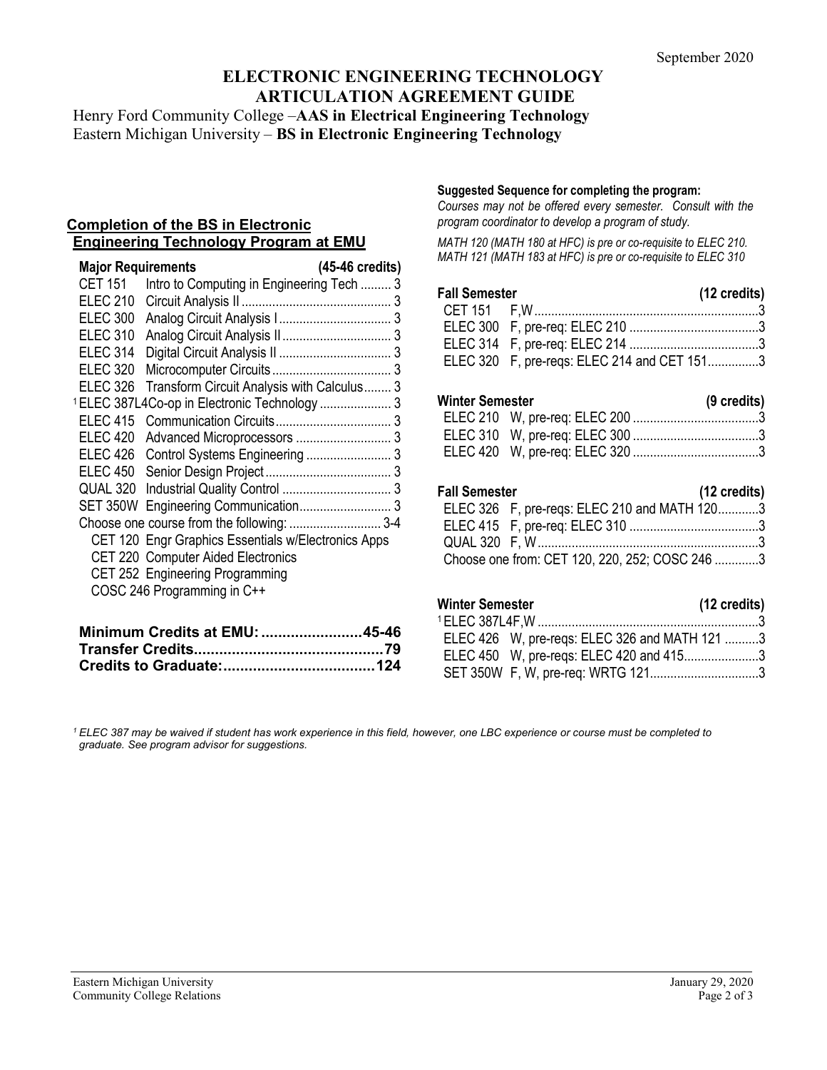September 2020

# ELECTRONIC ENGINEERING TECHNOLOGY ARTICULATION AGREEMENT GUIDE

Henry Ford Community College –**AAS in Electrical Engineering Technology**
Eastern Michigan University – **BS in Electronic Engineering Technology**

## Completion of the BS in Electronic Engineering Technology Program at EMU

| **Major Requirements** | | **(45-46 credits)** |
|---|---|---|
| CET 151 | Intro to Computing in Engineering Tech | 3 |
| ELEC 210 | Circuit Analysis II | 3 |
| ELEC 300 | Analog Circuit Analysis I | 3 |
| ELEC 310 | Analog Circuit Analysis II | 3 |
| ELEC 314 | Digital Circuit Analysis II | 3 |
| ELEC 320 | Microcomputer Circuits | 3 |
| ELEC 326 | Transform Circuit Analysis with Calculus | 3 |
| [1]ELEC 387L4 | Co-op in Electronic Technology | 3 |
| ELEC 415 | Communication Circuits | 3 |
| ELEC 420 | Advanced Microprocessors | 3 |
| ELEC 426 | Control Systems Engineering | 3 |
| ELEC 450 | Senior Design Project | 3 |
| QUAL 320 | Industrial Quality Control | 3 |
| SET 350W | Engineering Communication | 3 |
| Choose one course from the following: | | 3-4 |

- CET 120 Engr Graphics Essentials w/Electronics Apps
- CET 220 Computer Aided Electronics
- CET 252 Engineering Programming
- COSC 246 Programming in C++

| | |
|---|---|
| **Minimum Credits at EMU:** | **45-46** |
| **Transfer Credits** | **79** |
| **Credits to Graduate:** | **124** |

### Suggested Sequence for completing the program:

*Courses may not be offered every semester. Consult with the program coordinator to develop a program of study.*

*MATH 120 (MATH 180 at HFC) is pre or co-requisite to ELEC 210. MATH 121 (MATH 183 at HFC) is pre or co-requisite to ELEC 310*

| **Fall Semester** | | **(12 credits)** |
|---|---|---|
| CET 151 | F,W | 3 |
| ELEC 300 | F, pre-req: ELEC 210 | 3 |
| ELEC 314 | F, pre-req: ELEC 214 | 3 |
| ELEC 320 | F, pre-reqs: ELEC 214 and CET 151 | 3 |

| **Winter Semester** | | **(9 credits)** |
|---|---|---|
| ELEC 210 | W, pre-req: ELEC 200 | 3 |
| ELEC 310 | W, pre-req: ELEC 300 | 3 |
| ELEC 420 | W, pre-req: ELEC 320 | 3 |

| **Fall Semester** | | **(12 credits)** |
|---|---|---|
| ELEC 326 | F, pre-reqs: ELEC 210 and MATH 120 | 3 |
| ELEC 415 | F, pre-req: ELEC 310 | 3 |
| QUAL 320 | F, W | 3 |
| Choose one from: CET 120, 220, 252; COSC 246 | | 3 |

| **Winter Semester** | | **(12 credits)** |
|---|---|---|
| [1]ELEC 387L4 | F,W | 3 |
| ELEC 426 | W, pre-reqs: ELEC 326 and MATH 121 | 3 |
| ELEC 450 | W, pre-reqs: ELEC 420 and 415 | 3 |
| SET 350W | F, W, pre-req: WRTG 121 | 3 |

*[1] ELEC 387 may be waived if student has work experience in this field, however, one LBC experience or course must be completed to graduate. See program advisor for suggestions.*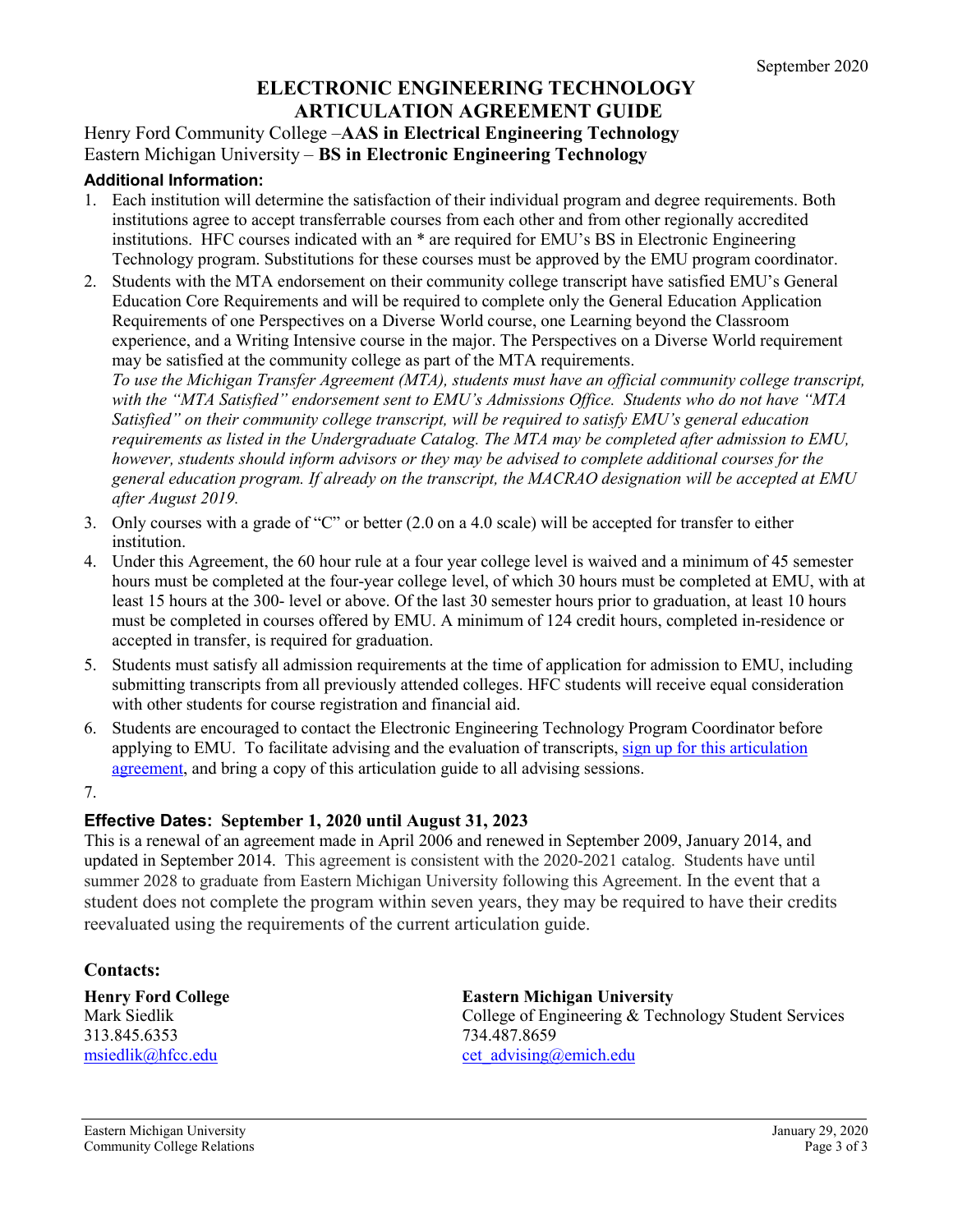September 2020

# ELECTRONIC ENGINEERING TECHNOLOGY ARTICULATION AGREEMENT GUIDE

Henry Ford Community College –**AAS in Electrical Engineering Technology**
Eastern Michigan University – **BS in Electronic Engineering Technology**

### Additional Information:

1. Each institution will determine the satisfaction of their individual program and degree requirements. Both institutions agree to accept transferrable courses from each other and from other regionally accredited institutions. HFC courses indicated with an * are required for EMU's BS in Electronic Engineering Technology program. Substitutions for these courses must be approved by the EMU program coordinator.
2. Students with the MTA endorsement on their community college transcript have satisfied EMU's General Education Core Requirements and will be required to complete only the General Education Application Requirements of one Perspectives on a Diverse World course, one Learning beyond the Classroom experience, and a Writing Intensive course in the major. The Perspectives on a Diverse World requirement may be satisfied at the community college as part of the MTA requirements.
   *To use the Michigan Transfer Agreement (MTA), students must have an official community college transcript, with the "MTA Satisfied" endorsement sent to EMU's Admissions Office. Students who do not have "MTA Satisfied" on their community college transcript, will be required to satisfy EMU's general education requirements as listed in the Undergraduate Catalog. The MTA may be completed after admission to EMU, however, students should inform advisors or they may be advised to complete additional courses for the general education program. If already on the transcript, the MACRAO designation will be accepted at EMU after August 2019.*
3. Only courses with a grade of "C" or better (2.0 on a 4.0 scale) will be accepted for transfer to either institution.
4. Under this Agreement, the 60 hour rule at a four year college level is waived and a minimum of 45 semester hours must be completed at the four-year college level, of which 30 hours must be completed at EMU, with at least 15 hours at the 300- level or above. Of the last 30 semester hours prior to graduation, at least 10 hours must be completed in courses offered by EMU. A minimum of 124 credit hours, completed in-residence or accepted in transfer, is required for graduation.
5. Students must satisfy all admission requirements at the time of application for admission to EMU, including submitting transcripts from all previously attended colleges. HFC students will receive equal consideration with other students for course registration and financial aid.
6. Students are encouraged to contact the Electronic Engineering Technology Program Coordinator before applying to EMU. To facilitate advising and the evaluation of transcripts, sign up for this articulation agreement, and bring a copy of this articulation guide to all advising sessions.
7.

### Effective Dates: September 1, 2020 until August 31, 2023

This is a renewal of an agreement made in April 2006 and renewed in September 2009, January 2014, and updated in September 2014. This agreement is consistent with the 2020-2021 catalog. Students have until summer 2028 to graduate from Eastern Michigan University following this Agreement. In the event that a student does not complete the program within seven years, they may be required to have their credits reevaluated using the requirements of the current articulation guide.

## Contacts:

**Henry Ford College**
Mark Siedlik
313.845.6353
msiedlik@hfcc.edu

**Eastern Michigan University**
College of Engineering & Technology Student Services
734.487.8659
cet_advising@emich.edu